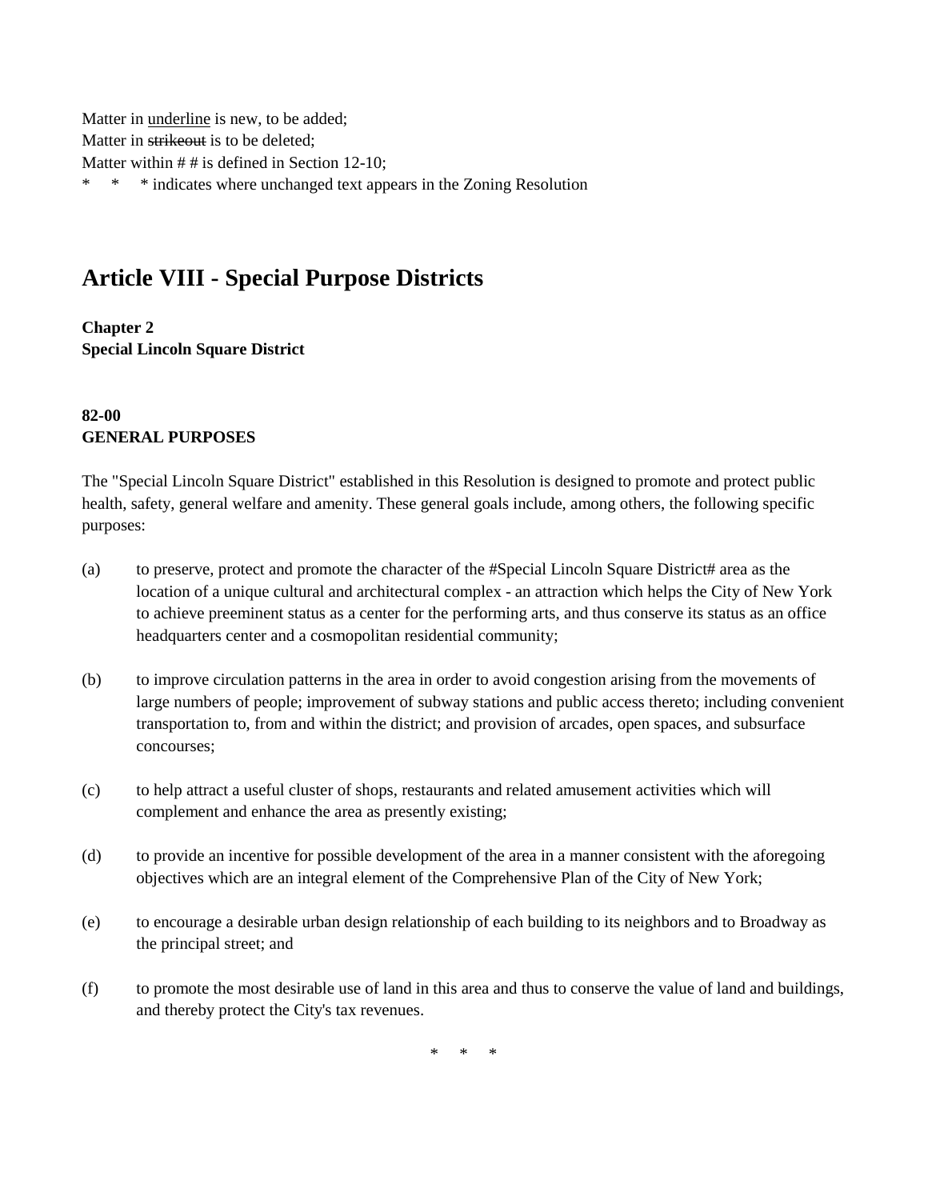Matter in <u>underline</u> is new, to be added;
Matter in ~~strikeout~~ is to be deleted;
Matter within # # is defined in Section 12-10;
\*     \*     \* indicates where unchanged text appears in the Zoning Resolution

# Article VIII - Special Purpose Districts

**Chapter 2**
**Special Lincoln Square District**

**82-00**
**GENERAL PURPOSES**

The "Special Lincoln Square District" established in this Resolution is designed to promote and protect public health, safety, general welfare and amenity. These general goals include, among others, the following specific purposes:

(a) to preserve, protect and promote the character of the #Special Lincoln Square District# area as the location of a unique cultural and architectural complex - an attraction which helps the City of New York to achieve preeminent status as a center for the performing arts, and thus conserve its status as an office headquarters center and a cosmopolitan residential community;

(b) to improve circulation patterns in the area in order to avoid congestion arising from the movements of large numbers of people; improvement of subway stations and public access thereto; including convenient transportation to, from and within the district; and provision of arcades, open spaces, and subsurface concourses;

(c) to help attract a useful cluster of shops, restaurants and related amusement activities which will complement and enhance the area as presently existing;

(d) to provide an incentive for possible development of the area in a manner consistent with the aforegoing objectives which are an integral element of the Comprehensive Plan of the City of New York;

(e) to encourage a desirable urban design relationship of each building to its neighbors and to Broadway as the principal street; and

(f) to promote the most desirable use of land in this area and thus to conserve the value of land and buildings, and thereby protect the City's tax revenues.

\*     \*     \*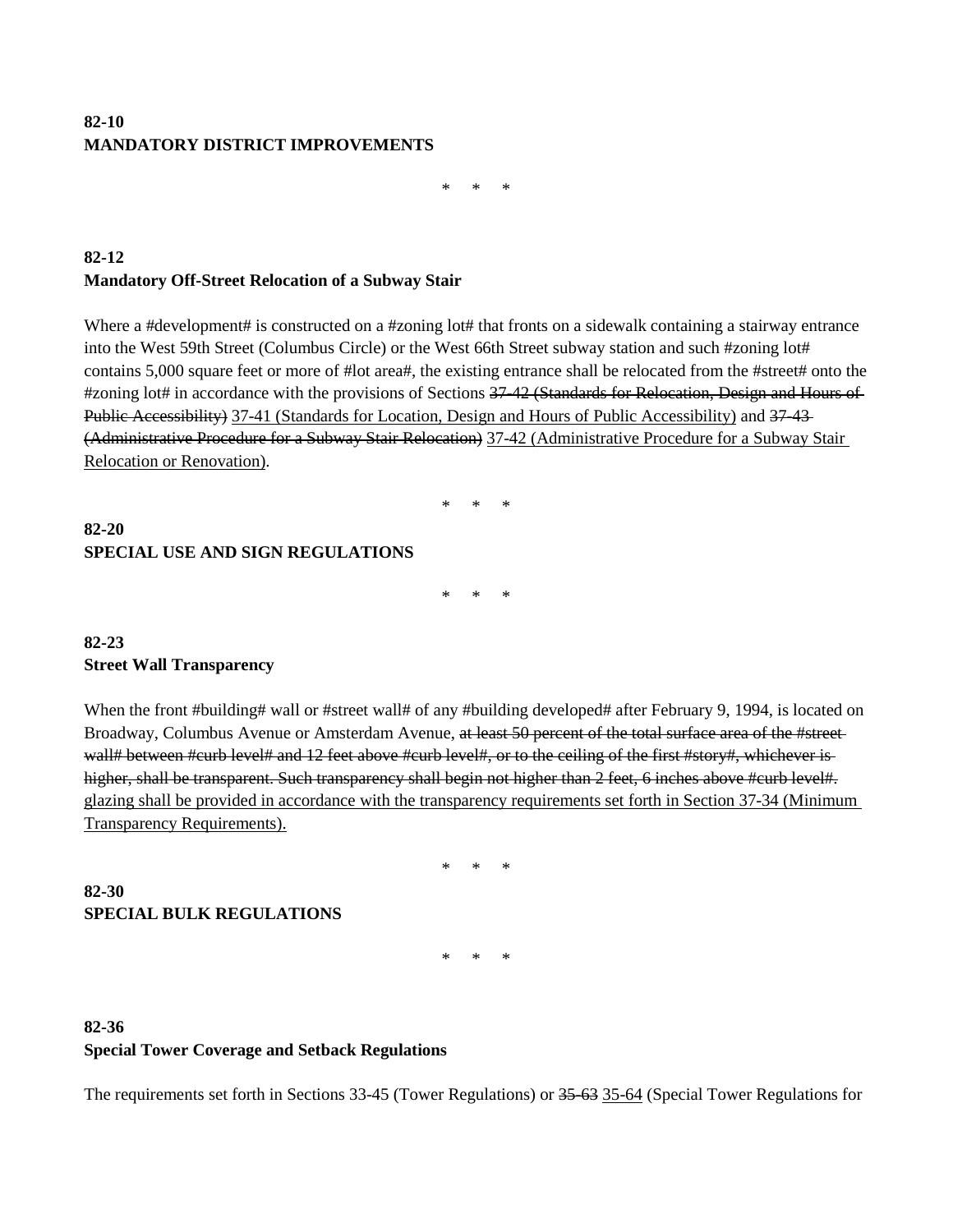**82-10**
**MANDATORY DISTRICT IMPROVEMENTS**

\* \* \*

**82-12**
**Mandatory Off-Street Relocation of a Subway Stair**

Where a #development# is constructed on a #zoning lot# that fronts on a sidewalk containing a stairway entrance into the West 59th Street (Columbus Circle) or the West 66th Street subway station and such #zoning lot# contains 5,000 square feet or more of #lot area#, the existing entrance shall be relocated from the #street# onto the #zoning lot# in accordance with the provisions of Sections ~~37-42 (Standards for Relocation, Design and Hours of Public Accessibility)~~ <u>37-41 (Standards for Location, Design and Hours of Public Accessibility)</u> and ~~37-43 (Administrative Procedure for a Subway Stair Relocation)~~ <u>37-42 (Administrative Procedure for a Subway Stair Relocation or Renovation)</u>.

\* \* \*

**82-20**
**SPECIAL USE AND SIGN REGULATIONS**

\* \* \*

**82-23**
**Street Wall Transparency**

When the front #building# wall or #street wall# of any #building developed# after February 9, 1994, is located on Broadway, Columbus Avenue or Amsterdam Avenue, ~~at least 50 percent of the total surface area of the #street wall# between #curb level# and 12 feet above #curb level#, or to the ceiling of the first #story#, whichever is higher, shall be transparent. Such transparency shall begin not higher than 2 feet, 6 inches above #curb level#.~~ <u>glazing shall be provided in accordance with the transparency requirements set forth in Section 37-34 (Minimum Transparency Requirements).</u>

\* \* \*

**82-30**
**SPECIAL BULK REGULATIONS**

\* \* \*

**82-36**
**Special Tower Coverage and Setback Regulations**

The requirements set forth in Sections 33-45 (Tower Regulations) or ~~35-63~~ <u>35-64</u> (Special Tower Regulations for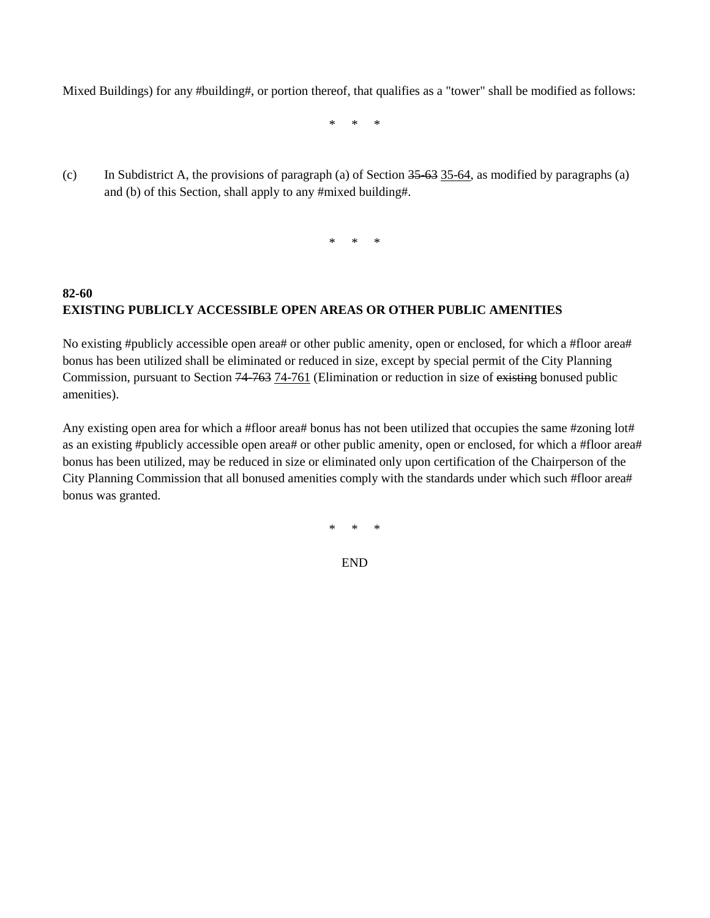Mixed Buildings) for any #building#, or portion thereof, that qualifies as a "tower" shall be modified as follows:

\*     \*     \*

(c) In Subdistrict A, the provisions of paragraph (a) of Section ~~35-63~~ <u>35-64</u>, as modified by paragraphs (a) and (b) of this Section, shall apply to any #mixed building#.

\*     \*     \*

**82-60**
**EXISTING PUBLICLY ACCESSIBLE OPEN AREAS OR OTHER PUBLIC AMENITIES**

No existing #publicly accessible open area# or other public amenity, open or enclosed, for which a #floor area# bonus has been utilized shall be eliminated or reduced in size, except by special permit of the City Planning Commission, pursuant to Section ~~74-763~~ <u>74-761</u> (Elimination or reduction in size of ~~existing~~ bonused public amenities).

Any existing open area for which a #floor area# bonus has not been utilized that occupies the same #zoning lot# as an existing #publicly accessible open area# or other public amenity, open or enclosed, for which a #floor area# bonus has been utilized, may be reduced in size or eliminated only upon certification of the Chairperson of the City Planning Commission that all bonused amenities comply with the standards under which such #floor area# bonus was granted.

\*     \*     \*

END